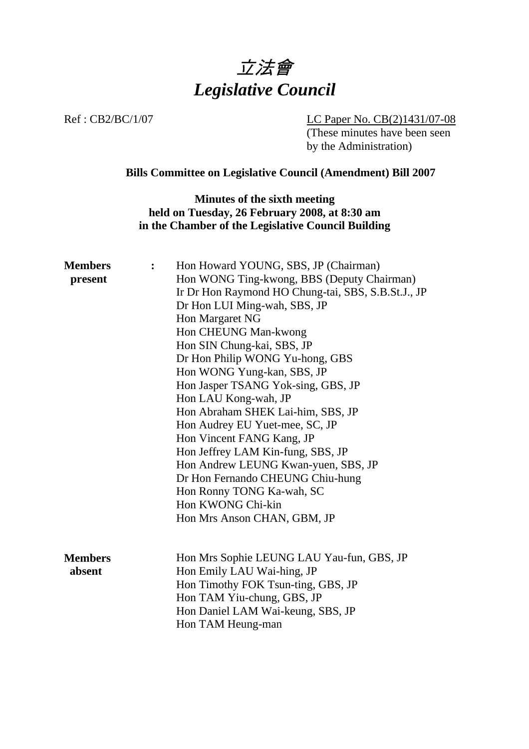# *立法會*
# *Legislative Council*

Ref : CB2/BC/1/07

LC Paper No. CB(2)1431/07-08
(These minutes have been seen by the Administration)

**Bills Committee on Legislative Council (Amendment) Bill 2007**

**Minutes of the sixth meeting**
**held on Tuesday, 26 February 2008, at 8:30 am**
**in the Chamber of the Legislative Council Building**

**Members present :**

Hon Howard YOUNG, SBS, JP (Chairman)
Hon WONG Ting-kwong, BBS (Deputy Chairman)
Ir Dr Hon Raymond HO Chung-tai, SBS, S.B.St.J., JP
Dr Hon LUI Ming-wah, SBS, JP
Hon Margaret NG
Hon CHEUNG Man-kwong
Hon SIN Chung-kai, SBS, JP
Dr Hon Philip WONG Yu-hong, GBS
Hon WONG Yung-kan, SBS, JP
Hon Jasper TSANG Yok-sing, GBS, JP
Hon LAU Kong-wah, JP
Hon Abraham SHEK Lai-him, SBS, JP
Hon Audrey EU Yuet-mee, SC, JP
Hon Vincent FANG Kang, JP
Hon Jeffrey LAM Kin-fung, SBS, JP
Hon Andrew LEUNG Kwan-yuen, SBS, JP
Dr Hon Fernando CHEUNG Chiu-hung
Hon Ronny TONG Ka-wah, SC
Hon KWONG Chi-kin
Hon Mrs Anson CHAN, GBM, JP

**Members absent**

Hon Mrs Sophie LEUNG LAU Yau-fun, GBS, JP
Hon Emily LAU Wai-hing, JP
Hon Timothy FOK Tsun-ting, GBS, JP
Hon TAM Yiu-chung, GBS, JP
Hon Daniel LAM Wai-keung, SBS, JP
Hon TAM Heung-man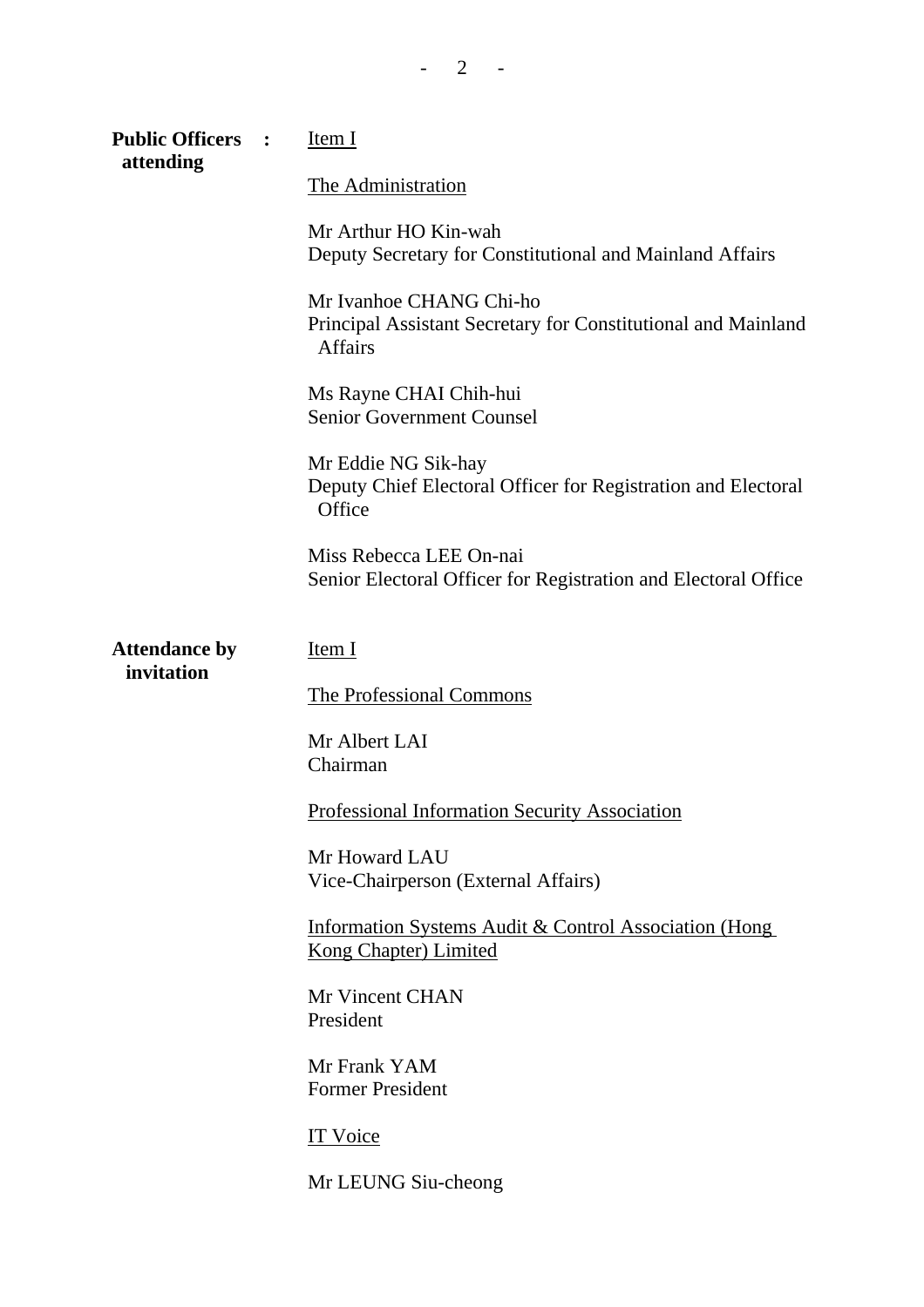**Public Officers attending** : <u>Item I</u>

<u>The Administration</u>

Mr Arthur HO Kin-wah
Deputy Secretary for Constitutional and Mainland Affairs

Mr Ivanhoe CHANG Chi-ho
Principal Assistant Secretary for Constitutional and Mainland Affairs

Ms Rayne CHAI Chih-hui
Senior Government Counsel

Mr Eddie NG Sik-hay
Deputy Chief Electoral Officer for Registration and Electoral Office

Miss Rebecca LEE On-nai
Senior Electoral Officer for Registration and Electoral Office

**Attendance by invitation**

<u>Item I</u>

<u>The Professional Commons</u>

Mr Albert LAI
Chairman

<u>Professional Information Security Association</u>

Mr Howard LAU
Vice-Chairperson (External Affairs)

<u>Information Systems Audit & Control Association (Hong Kong Chapter) Limited</u>

Mr Vincent CHAN
President

Mr Frank YAM
Former President

<u>IT Voice</u>

Mr LEUNG Siu-cheong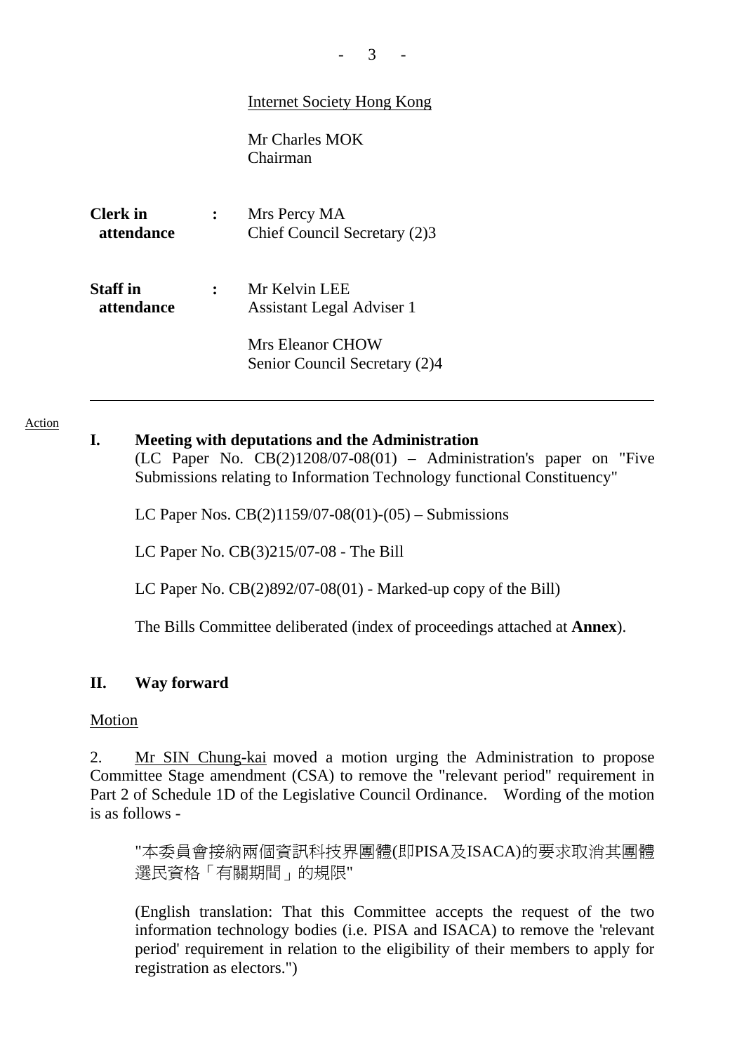Internet Society Hong Kong

Mr Charles MOK
Chairman

**Clerk in attendance** : Mrs Percy MA
Chief Council Secretary (2)3

**Staff in attendance** : Mr Kelvin LEE
Assistant Legal Adviser 1

Mrs Eleanor CHOW
Senior Council Secretary (2)4

---

Action

**I. Meeting with deputations and the Administration**

(LC Paper No. CB(2)1208/07-08(01) – Administration's paper on "Five Submissions relating to Information Technology functional Constituency"

LC Paper Nos. CB(2)1159/07-08(01)-(05) – Submissions

LC Paper No. CB(3)215/07-08 - The Bill

LC Paper No. CB(2)892/07-08(01) - Marked-up copy of the Bill)

The Bills Committee deliberated (index of proceedings attached at **Annex**).

**II. Way forward**

Motion

2. Mr SIN Chung-kai moved a motion urging the Administration to propose Committee Stage amendment (CSA) to remove the "relevant period" requirement in Part 2 of Schedule 1D of the Legislative Council Ordinance. Wording of the motion is as follows -

"本委員會接納兩個資訊科技界團體(即PISA及ISACA)的要求取消其團體選民資格「有關期間」的規限"

(English translation: That this Committee accepts the request of the two information technology bodies (i.e. PISA and ISACA) to remove the 'relevant period' requirement in relation to the eligibility of their members to apply for registration as electors.")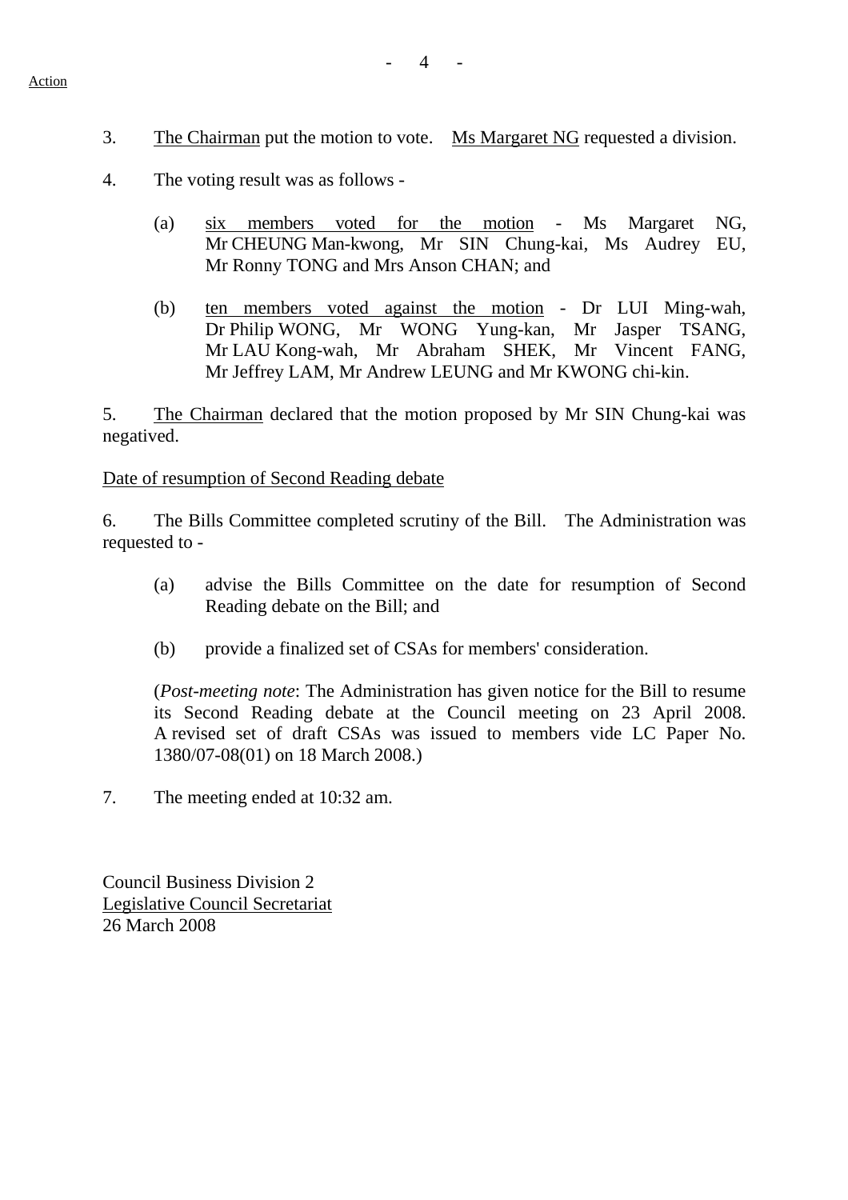Action

3. The Chairman put the motion to vote. Ms Margaret NG requested a division.

4. The voting result was as follows -

   (a) six members voted for the motion - Ms Margaret NG, Mr CHEUNG Man-kwong, Mr SIN Chung-kai, Ms Audrey EU, Mr Ronny TONG and Mrs Anson CHAN; and

   (b) ten members voted against the motion - Dr LUI Ming-wah, Dr Philip WONG, Mr WONG Yung-kan, Mr Jasper TSANG, Mr LAU Kong-wah, Mr Abraham SHEK, Mr Vincent FANG, Mr Jeffrey LAM, Mr Andrew LEUNG and Mr KWONG chi-kin.

5. The Chairman declared that the motion proposed by Mr SIN Chung-kai was negatived.

Date of resumption of Second Reading debate

6. The Bills Committee completed scrutiny of the Bill. The Administration was requested to -

   (a) advise the Bills Committee on the date for resumption of Second Reading debate on the Bill; and

   (b) provide a finalized set of CSAs for members' consideration.

   (*Post-meeting note*: The Administration has given notice for the Bill to resume its Second Reading debate at the Council meeting on 23 April 2008. A revised set of draft CSAs was issued to members vide LC Paper No. 1380/07-08(01) on 18 March 2008.)

7. The meeting ended at 10:32 am.

Council Business Division 2
Legislative Council Secretariat
26 March 2008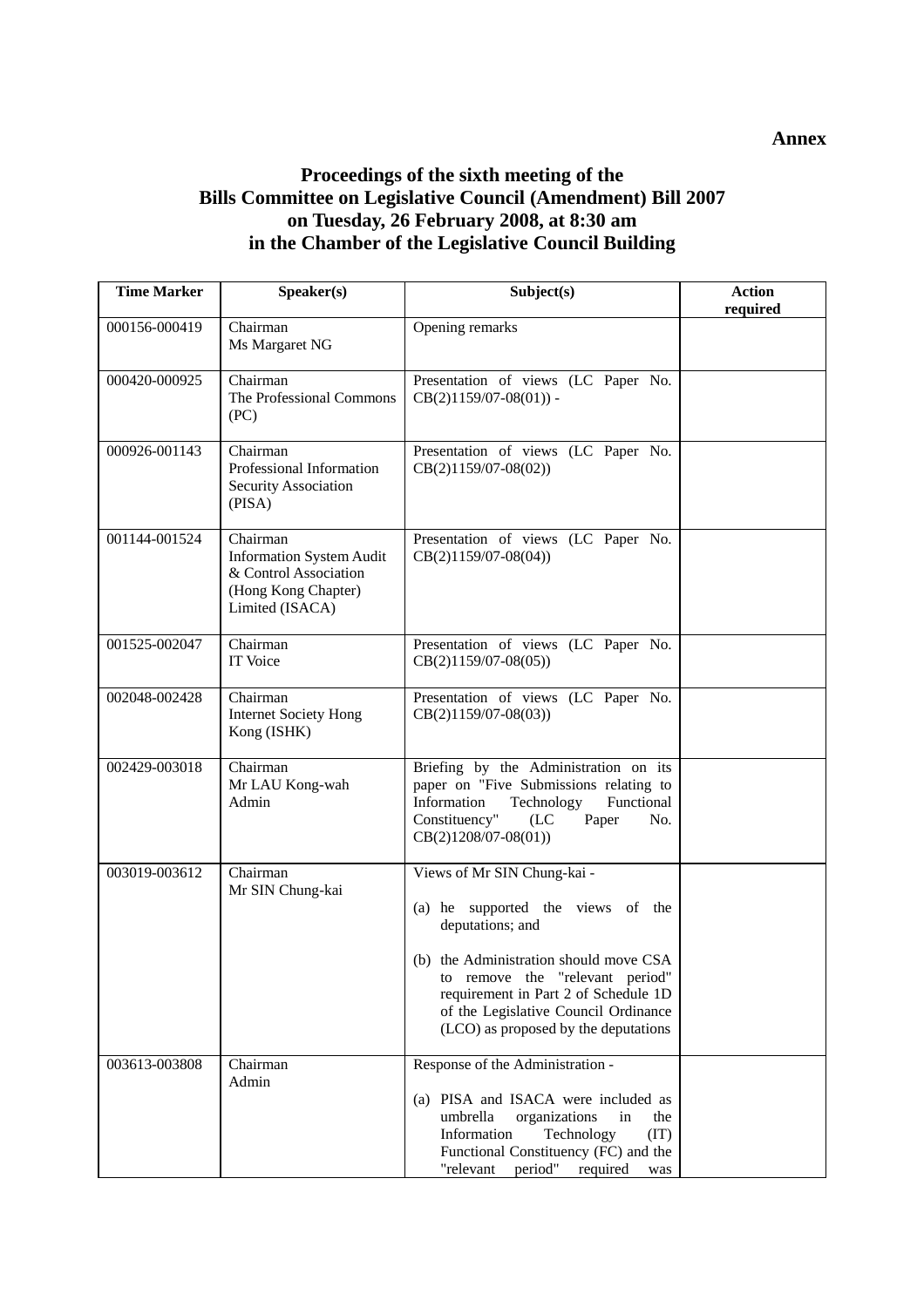**Annex**

# Proceedings of the sixth meeting of the Bills Committee on Legislative Council (Amendment) Bill 2007 on Tuesday, 26 February 2008, at 8:30 am in the Chamber of the Legislative Council Building

| Time Marker | Speaker(s) | Subject(s) | Action required |
|---|---|---|---|
| 000156-000419 | Chairman<br>Ms Margaret NG | Opening remarks | |
| 000420-000925 | Chairman<br>The Professional Commons (PC) | Presentation of views (LC Paper No. CB(2)1159/07-08(01)) - | |
| 000926-001143 | Chairman<br>Professional Information Security Association (PISA) | Presentation of views (LC Paper No. CB(2)1159/07-08(02)) | |
| 001144-001524 | Chairman<br>Information System Audit & Control Association (Hong Kong Chapter) Limited (ISACA) | Presentation of views (LC Paper No. CB(2)1159/07-08(04)) | |
| 001525-002047 | Chairman<br>IT Voice | Presentation of views (LC Paper No. CB(2)1159/07-08(05)) | |
| 002048-002428 | Chairman<br>Internet Society Hong Kong (ISHK) | Presentation of views (LC Paper No. CB(2)1159/07-08(03)) | |
| 002429-003018 | Chairman<br>Mr LAU Kong-wah<br>Admin | Briefing by the Administration on its paper on "Five Submissions relating to Information Technology Functional Constituency" (LC Paper No. CB(2)1208/07-08(01)) | |
| 003019-003612 | Chairman<br>Mr SIN Chung-kai | Views of Mr SIN Chung-kai -<br><br>(a) he supported the views of the deputations; and<br><br>(b) the Administration should move CSA to remove the "relevant period" requirement in Part 2 of Schedule 1D of the Legislative Council Ordinance (LCO) as proposed by the deputations | |
| 003613-003808 | Chairman<br>Admin | Response of the Administration -<br><br>(a) PISA and ISACA were included as umbrella organizations in the Information Technology (IT) Functional Constituency (FC) and the "relevant period" required was | |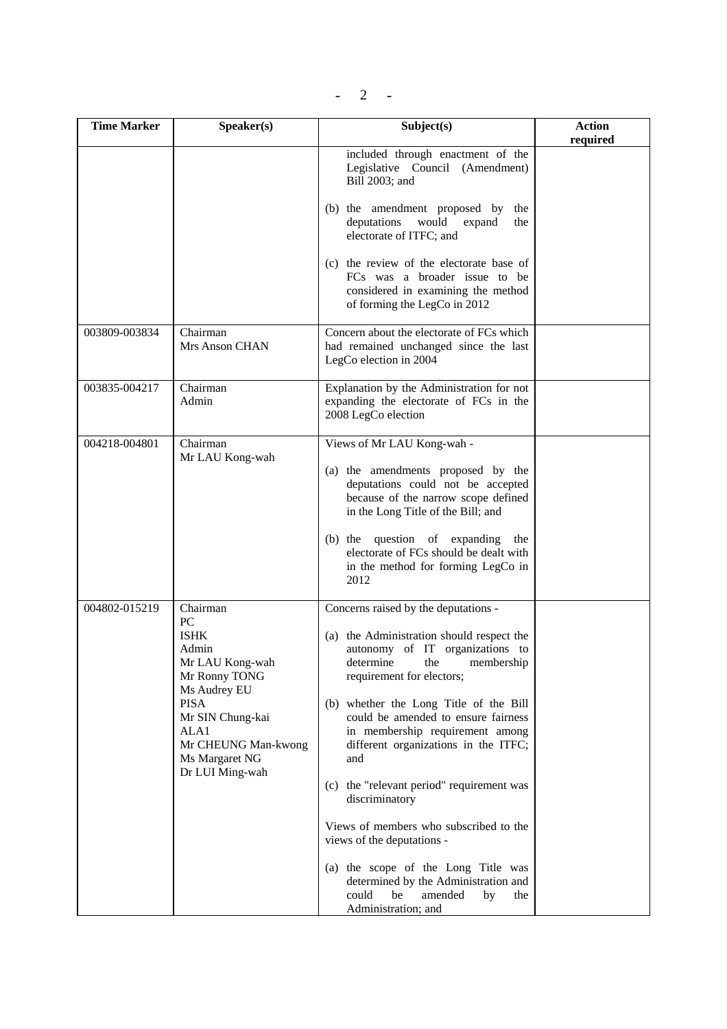| Time Marker | Speaker(s) | Subject(s) | Action required |
|---|---|---|---|
| | | included through enactment of the Legislative Council (Amendment) Bill 2003; and<br><br>(b) the amendment proposed by the deputations would expand the electorate of ITFC; and<br><br>(c) the review of the electorate base of FCs was a broader issue to be considered in examining the method of forming the LegCo in 2012 | |
| 003809-003834 | Chairman<br>Mrs Anson CHAN | Concern about the electorate of FCs which had remained unchanged since the last LegCo election in 2004 | |
| 003835-004217 | Chairman<br>Admin | Explanation by the Administration for not expanding the electorate of FCs in the 2008 LegCo election | |
| 004218-004801 | Chairman<br>Mr LAU Kong-wah | Views of Mr LAU Kong-wah -<br><br>(a) the amendments proposed by the deputations could not be accepted because of the narrow scope defined in the Long Title of the Bill; and<br><br>(b) the question of expanding the electorate of FCs should be dealt with in the method for forming LegCo in 2012 | |
| 004802-015219 | Chairman<br>PC<br>ISHK<br>Admin<br>Mr LAU Kong-wah<br>Mr Ronny TONG<br>Ms Audrey EU<br>PISA<br>Mr SIN Chung-kai<br>ALA1<br>Mr CHEUNG Man-kwong<br>Ms Margaret NG<br>Dr LUI Ming-wah | Concerns raised by the deputations -<br><br>(a) the Administration should respect the autonomy of IT organizations to determine the membership requirement for electors;<br><br>(b) whether the Long Title of the Bill could be amended to ensure fairness in membership requirement among different organizations in the ITFC; and<br><br>(c) the "relevant period" requirement was discriminatory<br><br>Views of members who subscribed to the views of the deputations -<br><br>(a) the scope of the Long Title was determined by the Administration and could be amended by the Administration; and | |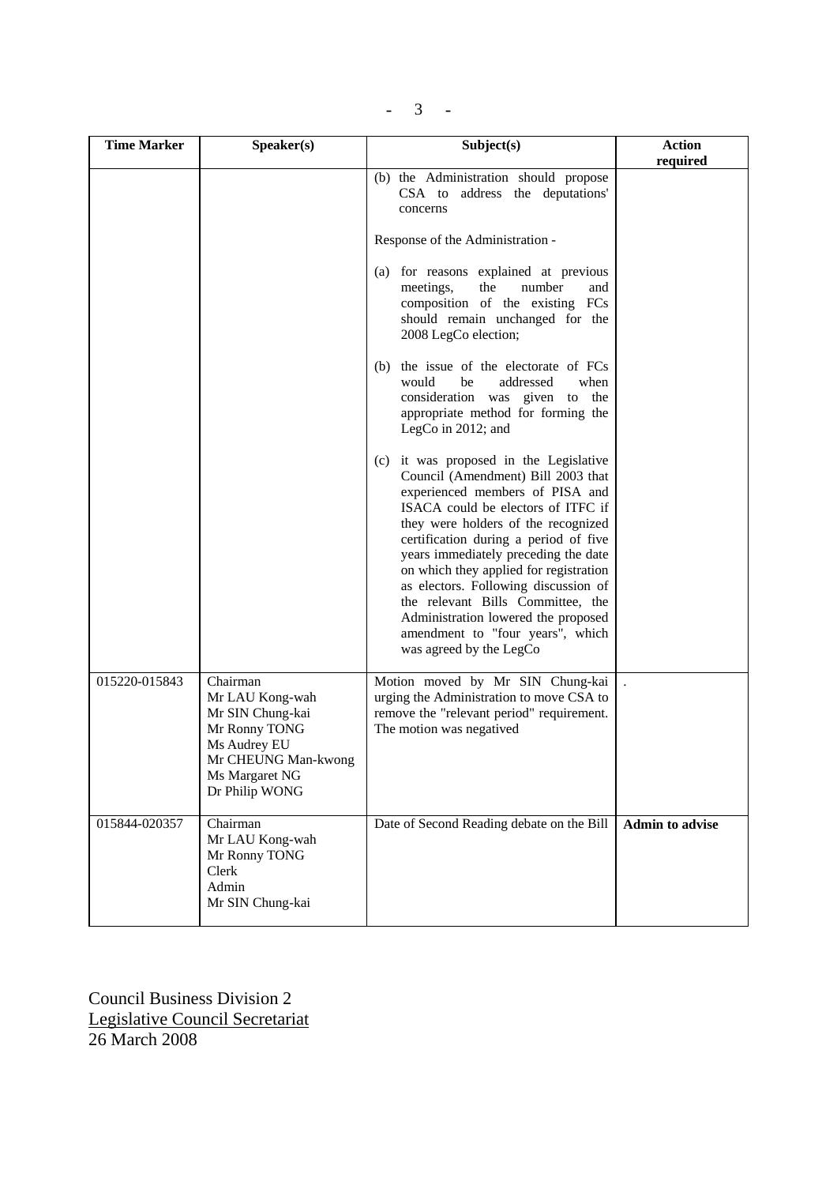| Time Marker | Speaker(s) | Subject(s) | Action required |
|---|---|---|---|
| | | (b) the Administration should propose CSA to address the deputations' concerns<br><br>Response of the Administration -<br><br>(a) for reasons explained at previous meetings, the number and composition of the existing FCs should remain unchanged for the 2008 LegCo election;<br><br>(b) the issue of the electorate of FCs would be addressed when consideration was given to the appropriate method for forming the LegCo in 2012; and<br><br>(c) it was proposed in the Legislative Council (Amendment) Bill 2003 that experienced members of PISA and ISACA could be electors of ITFC if they were holders of the recognized certification during a period of five years immediately preceding the date on which they applied for registration as electors. Following discussion of the relevant Bills Committee, the Administration lowered the proposed amendment to "four years", which was agreed by the LegCo | |
| 015220-015843 | Chairman<br>Mr LAU Kong-wah<br>Mr SIN Chung-kai<br>Mr Ronny TONG<br>Ms Audrey EU<br>Mr CHEUNG Man-kwong<br>Ms Margaret NG<br>Dr Philip WONG | Motion moved by Mr SIN Chung-kai urging the Administration to move CSA to remove the "relevant period" requirement. The motion was negatived | . |
| 015844-020357 | Chairman<br>Mr LAU Kong-wah<br>Mr Ronny TONG<br>Clerk<br>Admin<br>Mr SIN Chung-kai | Date of Second Reading debate on the Bill | **Admin to advise** |

Council Business Division 2
Legislative Council Secretariat
26 March 2008